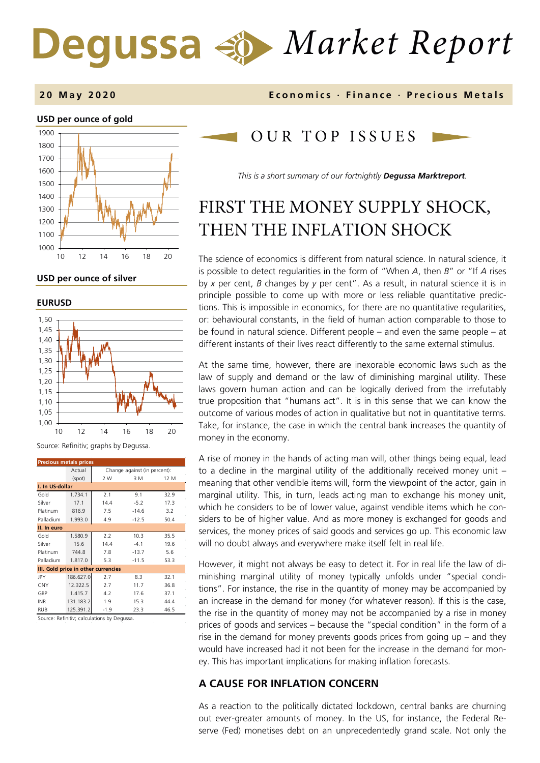# Degussa Market Report

**20 May 2020** — Economics · Finance · Precious Metals

**USD per ounce of gold**

**USD per ounce of silver**

**EURUSD**

Source: Refinitiv; graphs by Degussa.

| Precious metals prices | Actual (spot) | Change against (in percent): 2 W | 3 M | 12 M |
|---|---|---|---|---|
| **I. In US-dollar** | | | | |
| Gold | 1.734.1 | 2.1 | 9.1 | 32.9 |
| Silver | 17.1 | 14.4 | -5.2 | 17.3 |
| Platinum | 816.9 | 7.5 | -14.6 | 3.2 |
| Palladium | 1.993.0 | 4.9 | -12.5 | 50.4 |
| **II. In euro** | | | | |
| Gold | 1.580.9 | 2.2 | 10.3 | 35.5 |
| Silver | 15.6 | 14.4 | -4.1 | 19.6 |
| Platinum | 744.8 | 7.8 | -13.7 | 5.6 |
| Palladium | 1.817.0 | 5.3 | -11.5 | 53.3 |
| **III. Gold price in other currencies** | | | | |
| JPY | 186.627.0 | 2.7 | 8.3 | 32.1 |
| CNY | 12.322.5 | 2.7 | 11.7 | 36.8 |
| GBP | 1.415.7 | 4.2 | 17.6 | 37.1 |
| INR | 131.183.2 | 1.9 | 15.3 | 44.4 |
| RUB | 125.391.2 | -1.9 | 23.3 | 46.5 |

Source: Refinitiv; calculations by Degussa.

## OUR TOP ISSUES

*This is a short summary of our fortnightly **Degussa Marktreport**.*

# FIRST THE MONEY SUPPLY SHOCK, THEN THE INFLATION SHOCK

The science of economics is different from natural science. In natural science, it is possible to detect regularities in the form of "When *A*, then *B*" or "If *A* rises by *x* per cent, *B* changes by *y* per cent". As a result, in natural science it is in principle possible to come up with more or less reliable quantitative predictions. This is impossible in economics, for there are no quantitative regularities, or: behavioural constants, in the field of human action comparable to those to be found in natural science. Different people – and even the same people – at different instants of their lives react differently to the same external stimulus.

At the same time, however, there are inexorable economic laws such as the law of supply and demand or the law of diminishing marginal utility. These laws govern human action and can be logically derived from the irrefutably true proposition that "humans act". It is in this sense that we can know the outcome of various modes of action in qualitative but not in quantitative terms. Take, for instance, the case in which the central bank increases the quantity of money in the economy.

A rise of money in the hands of acting man will, other things being equal, lead to a decline in the marginal utility of the additionally received money unit – meaning that other vendible items will, form the viewpoint of the actor, gain in marginal utility. This, in turn, leads acting man to exchange his money unit, which he considers to be of lower value, against vendible items which he considers to be of higher value. And as more money is exchanged for goods and services, the money prices of said goods and services go up. This economic law will no doubt always and everywhere make itself felt in real life.

However, it might not always be easy to detect it. For in real life the law of diminishing marginal utility of money typically unfolds under "special conditions". For instance, the rise in the quantity of money may be accompanied by an increase in the demand for money (for whatever reason). If this is the case, the rise in the quantity of money may not be accompanied by a rise in money prices of goods and services – because the "special condition" in the form of a rise in the demand for money prevents goods prices from going up – and they would have increased had it not been for the increase in the demand for money. This has important implications for making inflation forecasts.

### A CAUSE FOR INFLATION CONCERN

As a reaction to the politically dictated lockdown, central banks are churning out ever-greater amounts of money. In the US, for instance, the Federal Reserve (Fed) monetises debt on an unprecedentedly grand scale. Not only the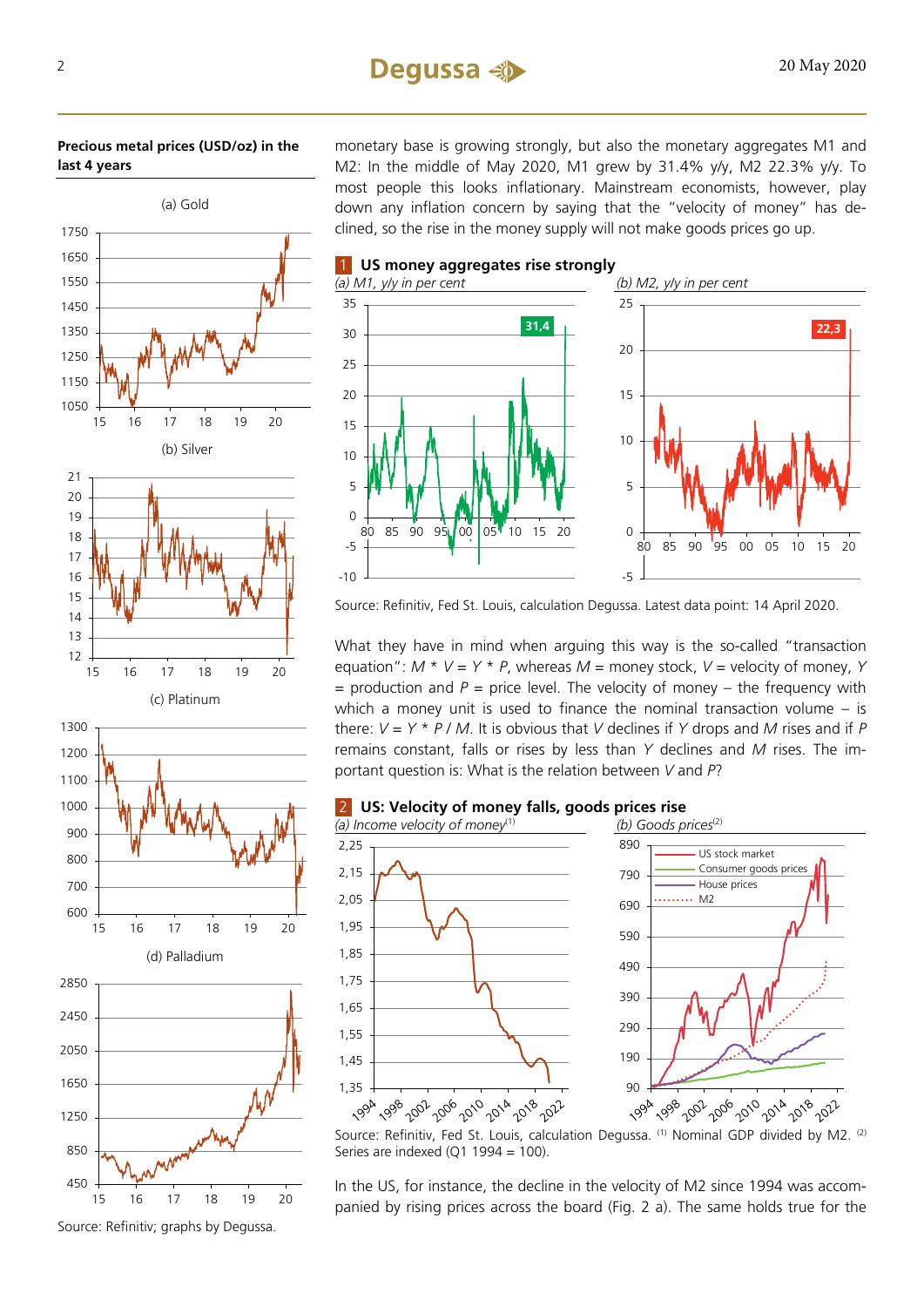**Precious metal prices (USD/oz) in the last 4 years**

(a) Gold

(b) Silver

(c) Platinum

(d) Palladium

Source: Refinitiv; graphs by Degussa.

monetary base is growing strongly, but also the monetary aggregates M1 and M2: In the middle of May 2020, M1 grew by 31.4% y/y, M2 22.3% y/y. To most people this looks inflationary. Mainstream economists, however, play down any inflation concern by saying that the "velocity of money" has declined, so the rise in the money supply will not make goods prices go up.

**1 US money aggregates rise strongly**

*(a) M1, y/y in per cent*

*(b) M2, y/y in per cent*

Source: Refinitiv, Fed St. Louis, calculation Degussa. Latest data point: 14 April 2020.

What they have in mind when arguing this way is the so-called "transaction equation": $M * V = Y * P$, whereas $M$ = money stock, $V$ = velocity of money, $Y$ = production and $P$ = price level. The velocity of money – the frequency with which a money unit is used to finance the nominal transaction volume – is there: $V = Y * P / M$. It is obvious that $V$ declines if $Y$ drops and $M$ rises and if $P$ remains constant, falls or rises by less than $Y$ declines and $M$ rises. The important question is: What is the relation between $V$ and $P$?

**2 US: Velocity of money falls, goods prices rise**

*(a) Income velocity of money*[1]

*(b) Goods prices*[2]

Source: Refinitiv, Fed St. Louis, calculation Degussa. [1] Nominal GDP divided by M2. [2] Series are indexed (Q1 1994 = 100).

In the US, for instance, the decline in the velocity of M2 since 1994 was accompanied by rising prices across the board (Fig. 2 a). The same holds true for the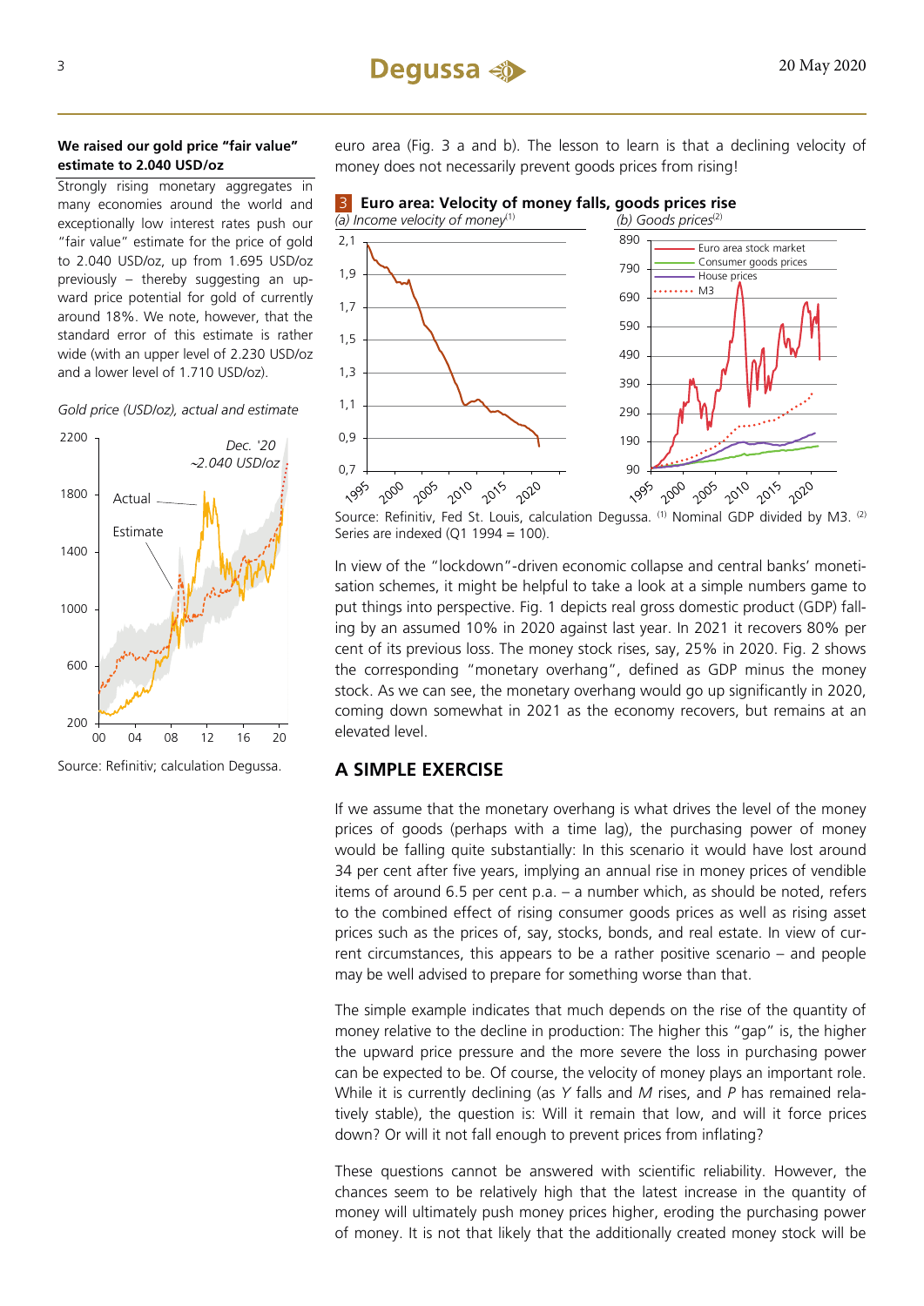**We raised our gold price "fair value" estimate to 2.040 USD/oz**

Strongly rising monetary aggregates in many economies around the world and exceptionally low interest rates push our "fair value" estimate for the price of gold to 2.040 USD/oz, up from 1.695 USD/oz previously – thereby suggesting an upward price potential for gold of currently around 18%. We note, however, that the standard error of this estimate is rather wide (with an upper level of 2.230 USD/oz and a lower level of 1.710 USD/oz).

*Gold price (USD/oz), actual and estimate*

Source: Refinitiv; calculation Degussa.

euro area (Fig. 3 a and b). The lesson to learn is that a declining velocity of money does not necessarily prevent goods prices from rising!

**3 Euro area: Velocity of money falls, goods prices rise**

*(a) Income velocity of money*[1] *(b) Goods prices*[2]

Source: Refinitiv, Fed St. Louis, calculation Degussa. [1] Nominal GDP divided by M3. [2] Series are indexed (Q1 1994 = 100).

In view of the "lockdown"-driven economic collapse and central banks' monetisation schemes, it might be helpful to take a look at a simple numbers game to put things into perspective. Fig. 1 depicts real gross domestic product (GDP) falling by an assumed 10% in 2020 against last year. In 2021 it recovers 80% per cent of its previous loss. The money stock rises, say, 25% in 2020. Fig. 2 shows the corresponding "monetary overhang", defined as GDP minus the money stock. As we can see, the monetary overhang would go up significantly in 2020, coming down somewhat in 2021 as the economy recovers, but remains at an elevated level.

## A SIMPLE EXERCISE

If we assume that the monetary overhang is what drives the level of the money prices of goods (perhaps with a time lag), the purchasing power of money would be falling quite substantially: In this scenario it would have lost around 34 per cent after five years, implying an annual rise in money prices of vendible items of around 6.5 per cent p.a. – a number which, as should be noted, refers to the combined effect of rising consumer goods prices as well as rising asset prices such as the prices of, say, stocks, bonds, and real estate. In view of current circumstances, this appears to be a rather positive scenario – and people may be well advised to prepare for something worse than that.

The simple example indicates that much depends on the rise of the quantity of money relative to the decline in production: The higher this "gap" is, the higher the upward price pressure and the more severe the loss in purchasing power can be expected to be. Of course, the velocity of money plays an important role. While it is currently declining (as $Y$ falls and $M$ rises, and $P$ has remained relatively stable), the question is: Will it remain that low, and will it force prices down? Or will it not fall enough to prevent prices from inflating?

These questions cannot be answered with scientific reliability. However, the chances seem to be relatively high that the latest increase in the quantity of money will ultimately push money prices higher, eroding the purchasing power of money. It is not that likely that the additionally created money stock will be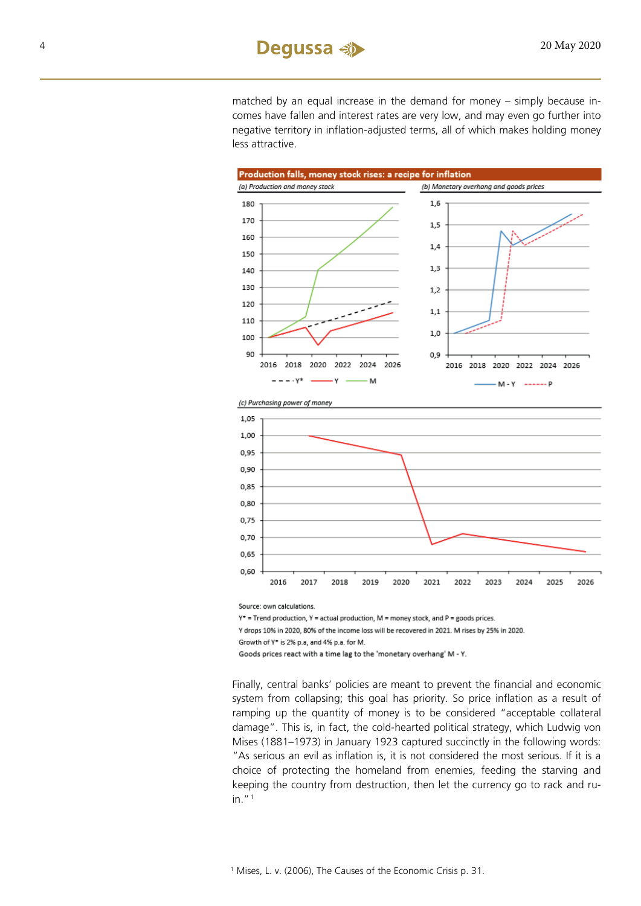matched by an equal increase in the demand for money – simply because incomes have fallen and interest rates are very low, and may even go further into negative territory in inflation-adjusted terms, all of which makes holding money less attractive.

**Production falls, money stock rises: a recipe for inflation**

*(a) Production and money stock*

*(b) Monetary overhang and goods prices*

*(c) Purchasing power of money*

Source: own calculations.
Y* = Trend production, Y = actual production, M = money stock, and P = goods prices.
Y drops 10% in 2020, 80% of the income loss will be recovered in 2021. M rises by 25% in 2020.
Growth of Y* is 2% p.a, and 4% p.a. for M.
Goods prices react with a time lag to the 'monetary overhang' M - Y.

Finally, central banks' policies are meant to prevent the financial and economic system from collapsing; this goal has priority. So price inflation as a result of ramping up the quantity of money is to be considered "acceptable collateral damage". This is, in fact, the cold-hearted political strategy, which Ludwig von Mises (1881–1973) in January 1923 captured succinctly in the following words: "As serious an evil as inflation is, it is not considered the most serious. If it is a choice of protecting the homeland from enemies, feeding the starving and keeping the country from destruction, then let the currency go to rack and ruin."[1]

[1] Mises, L. v. (2006), The Causes of the Economic Crisis p. 31.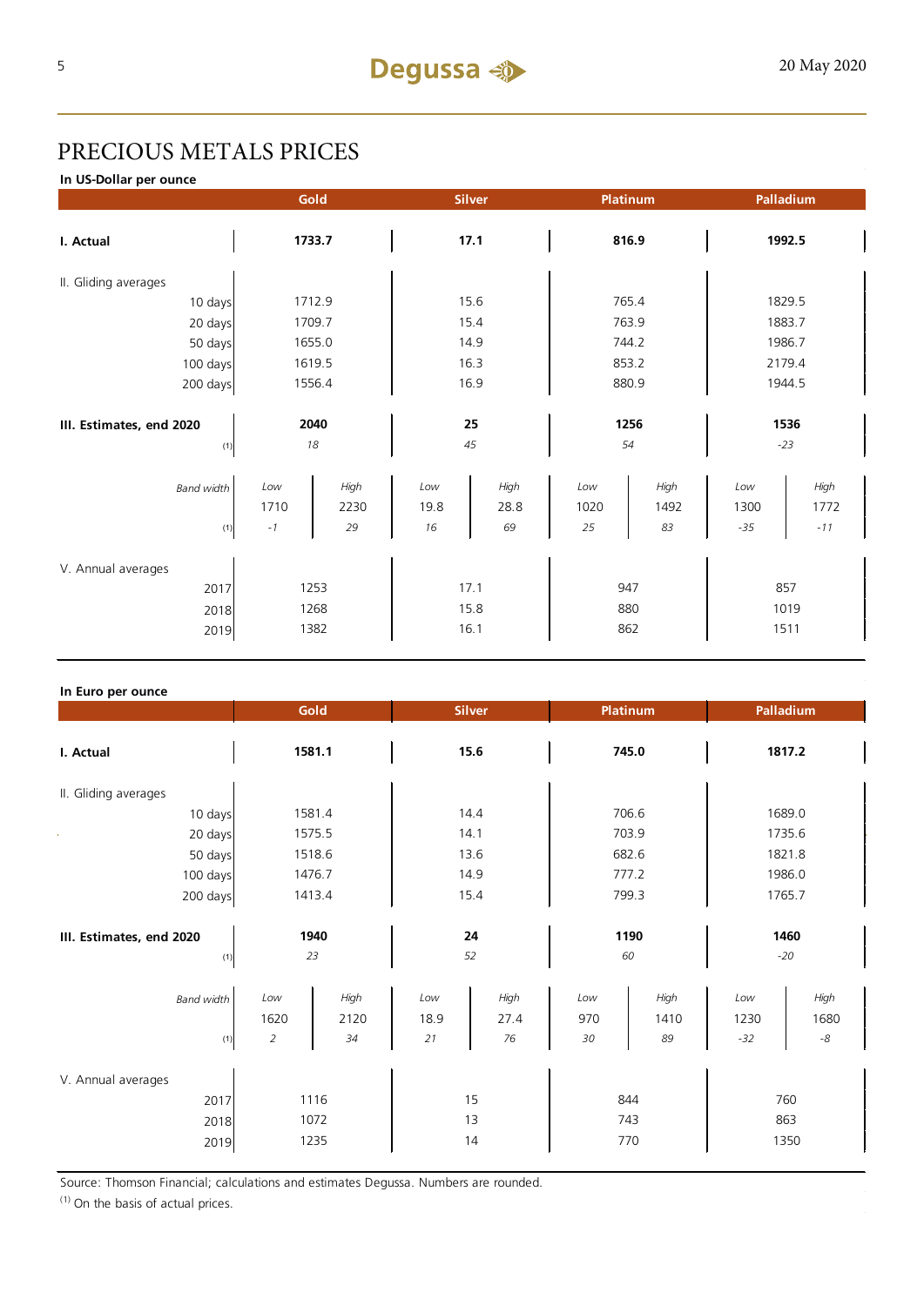# PRECIOUS METALS PRICES

**In US-Dollar per ounce**

| | Gold | | Silver | | Platinum | | Palladium | |
|---|---|---|---|---|---|---|---|---|
| **I. Actual** | **1733.7** | | **17.1** | | **816.9** | | **1992.5** | |
| II. Gliding averages | | | | | | | | |
| 10 days | 1712.9 | | 15.6 | | 765.4 | | 1829.5 | |
| 20 days | 1709.7 | | 15.4 | | 763.9 | | 1883.7 | |
| 50 days | 1655.0 | | 14.9 | | 744.2 | | 1986.7 | |
| 100 days | 1619.5 | | 16.3 | | 853.2 | | 2179.4 | |
| 200 days | 1556.4 | | 16.9 | | 880.9 | | 1944.5 | |
| **III. Estimates, end 2020** | **2040** | | **25** | | **1256** | | **1536** | |
| (1) | *18* | | *45* | | *54* | | *-23* | |
| *Band width* | *Low* | *High* | *Low* | *High* | *Low* | *High* | *Low* | *High* |
| | 1710 | 2230 | 19.8 | 28.8 | 1020 | 1492 | 1300 | 1772 |
| (1) | *-1* | *29* | *16* | *69* | *25* | *83* | *-35* | *-11* |
| V. Annual averages | | | | | | | | |
| 2017 | 1253 | | 17.1 | | 947 | | 857 | |
| 2018 | 1268 | | 15.8 | | 880 | | 1019 | |
| 2019 | 1382 | | 16.1 | | 862 | | 1511 | |

**In Euro per ounce**

| | Gold | | Silver | | Platinum | | Palladium | |
|---|---|---|---|---|---|---|---|---|
| **I. Actual** | **1581.1** | | **15.6** | | **745.0** | | **1817.2** | |
| II. Gliding averages | | | | | | | | |
| 10 days | 1581.4 | | 14.4 | | 706.6 | | 1689.0 | |
| 20 days | 1575.5 | | 14.1 | | 703.9 | | 1735.6 | |
| 50 days | 1518.6 | | 13.6 | | 682.6 | | 1821.8 | |
| 100 days | 1476.7 | | 14.9 | | 777.2 | | 1986.0 | |
| 200 days | 1413.4 | | 15.4 | | 799.3 | | 1765.7 | |
| **III. Estimates, end 2020** | **1940** | | **24** | | **1190** | | **1460** | |
| (1) | *23* | | *52* | | *60* | | *-20* | |
| *Band width* | *Low* | *High* | *Low* | *High* | *Low* | *High* | *Low* | *High* |
| | 1620 | 2120 | 18.9 | 27.4 | 970 | 1410 | 1230 | 1680 |
| (1) | *2* | *34* | *21* | *76* | *30* | *89* | *-32* | *-8* |
| V. Annual averages | | | | | | | | |
| 2017 | 1116 | | 15 | | 844 | | 760 | |
| 2018 | 1072 | | 13 | | 743 | | 863 | |
| 2019 | 1235 | | 14 | | 770 | | 1350 | |

Source: Thomson Financial; calculations and estimates Degussa. Numbers are rounded.

(1) On the basis of actual prices.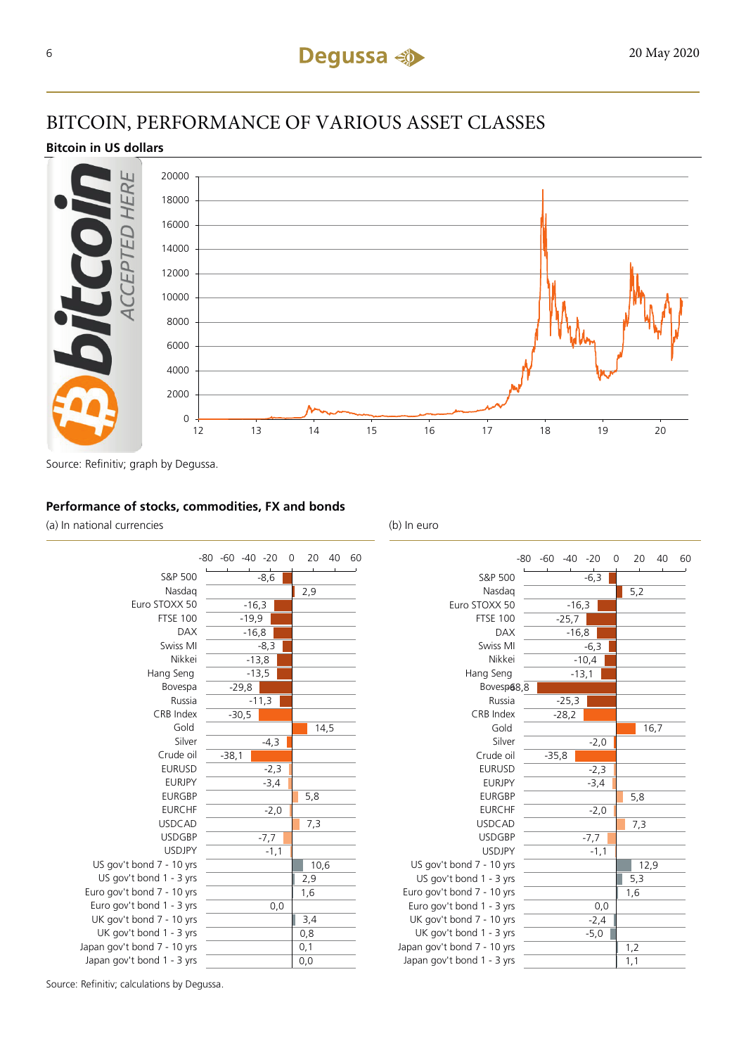# BITCOIN, PERFORMANCE OF VARIOUS ASSET CLASSES

**Bitcoin in US dollars**

Source: Refinitiv; graph by Degussa.

**Performance of stocks, commodities, FX and bonds**

| | (a) In national currencies | (b) In euro |
|---|---|---|
| S&P 500 | -8,6 | -6,3 |
| Nasdaq | 2,9 | 5,2 |
| Euro STOXX 50 | -16,3 | -16,3 |
| FTSE 100 | -19,9 | -25,7 |
| DAX | -16,8 | -16,8 |
| Swiss MI | -8,3 | -6,3 |
| Nikkei | -13,8 | -10,4 |
| Hang Seng | -13,5 | -13,1 |
| Bovespa | -29,8 | -68,8 |
| Russia | -11,3 | -25,3 |
| CRB Index | -30,5 | -28,2 |
| Gold | 14,5 | 16,7 |
| Silver | -4,3 | -2,0 |
| Crude oil | -38,1 | -35,8 |
| EURUSD | -2,3 | -2,3 |
| EURJPY | -3,4 | -3,4 |
| EURGBP | 5,8 | 5,8 |
| EURCHF | -2,0 | -2,0 |
| USDCAD | 7,3 | 7,3 |
| USDGBP | -7,7 | -7,7 |
| USDJPY | -1,1 | -1,1 |
| US gov't bond 7 - 10 yrs | 10,6 | 12,9 |
| US gov't bond 1 - 3 yrs | 2,9 | 5,3 |
| Euro gov't bond 7 - 10 yrs | 1,6 | 1,6 |
| Euro gov't bond 1 - 3 yrs | 0,0 | 0,0 |
| UK gov't bond 7 - 10 yrs | 3,4 | -2,4 |
| UK gov't bond 1 - 3 yrs | 0,8 | -5,0 |
| Japan gov't bond 7 - 10 yrs | 0,1 | 1,2 |
| Japan gov't bond 1 - 3 yrs | 0,0 | 1,1 |

Source: Refinitiv; calculations by Degussa.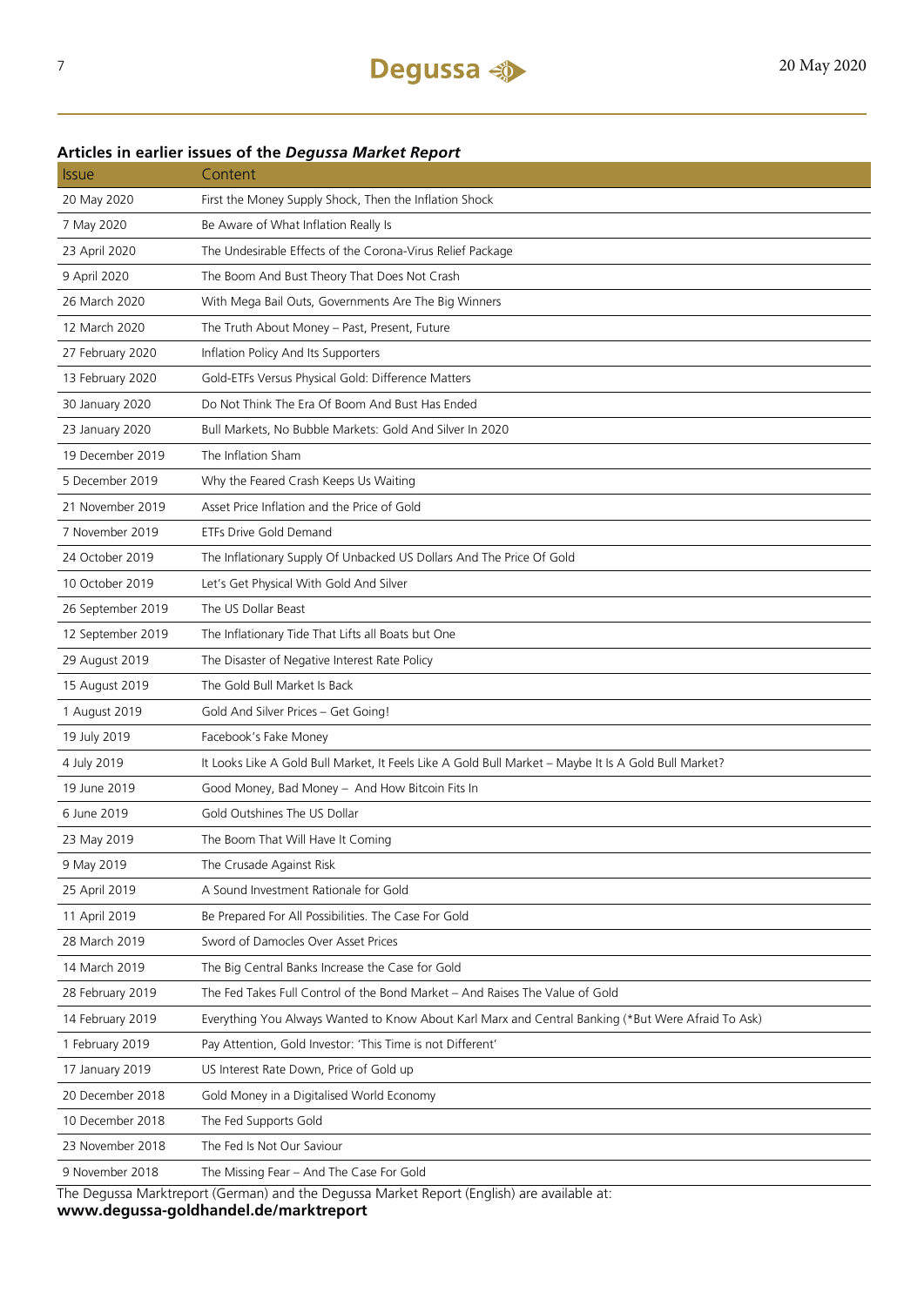### Articles in earlier issues of the *Degussa Market Report*

| Issue | Content |
|---|---|
| 20 May 2020 | First the Money Supply Shock, Then the Inflation Shock |
| 7 May 2020 | Be Aware of What Inflation Really Is |
| 23 April 2020 | The Undesirable Effects of the Corona-Virus Relief Package |
| 9 April 2020 | The Boom And Bust Theory That Does Not Crash |
| 26 March 2020 | With Mega Bail Outs, Governments Are The Big Winners |
| 12 March 2020 | The Truth About Money – Past, Present, Future |
| 27 February 2020 | Inflation Policy And Its Supporters |
| 13 February 2020 | Gold-ETFs Versus Physical Gold: Difference Matters |
| 30 January 2020 | Do Not Think The Era Of Boom And Bust Has Ended |
| 23 January 2020 | Bull Markets, No Bubble Markets: Gold And Silver In 2020 |
| 19 December 2019 | The Inflation Sham |
| 5 December 2019 | Why the Feared Crash Keeps Us Waiting |
| 21 November 2019 | Asset Price Inflation and the Price of Gold |
| 7 November 2019 | ETFs Drive Gold Demand |
| 24 October 2019 | The Inflationary Supply Of Unbacked US Dollars And The Price Of Gold |
| 10 October 2019 | Let's Get Physical With Gold And Silver |
| 26 September 2019 | The US Dollar Beast |
| 12 September 2019 | The Inflationary Tide That Lifts all Boats but One |
| 29 August 2019 | The Disaster of Negative Interest Rate Policy |
| 15 August 2019 | The Gold Bull Market Is Back |
| 1 August 2019 | Gold And Silver Prices – Get Going! |
| 19 July 2019 | Facebook's Fake Money |
| 4 July 2019 | It Looks Like A Gold Bull Market, It Feels Like A Gold Bull Market – Maybe It Is A Gold Bull Market? |
| 19 June 2019 | Good Money, Bad Money – And How Bitcoin Fits In |
| 6 June 2019 | Gold Outshines The US Dollar |
| 23 May 2019 | The Boom That Will Have It Coming |
| 9 May 2019 | The Crusade Against Risk |
| 25 April 2019 | A Sound Investment Rationale for Gold |
| 11 April 2019 | Be Prepared For All Possibilities. The Case For Gold |
| 28 March 2019 | Sword of Damocles Over Asset Prices |
| 14 March 2019 | The Big Central Banks Increase the Case for Gold |
| 28 February 2019 | The Fed Takes Full Control of the Bond Market – And Raises The Value of Gold |
| 14 February 2019 | Everything You Always Wanted to Know About Karl Marx and Central Banking (*But Were Afraid To Ask) |
| 1 February 2019 | Pay Attention, Gold Investor: 'This Time is not Different' |
| 17 January 2019 | US Interest Rate Down, Price of Gold up |
| 20 December 2018 | Gold Money in a Digitalised World Economy |
| 10 December 2018 | The Fed Supports Gold |
| 23 November 2018 | The Fed Is Not Our Saviour |
| 9 November 2018 | The Missing Fear – And The Case For Gold |

The Degussa Marktreport (German) and the Degussa Market Report (English) are available at:
**www.degussa-goldhandel.de/marktreport**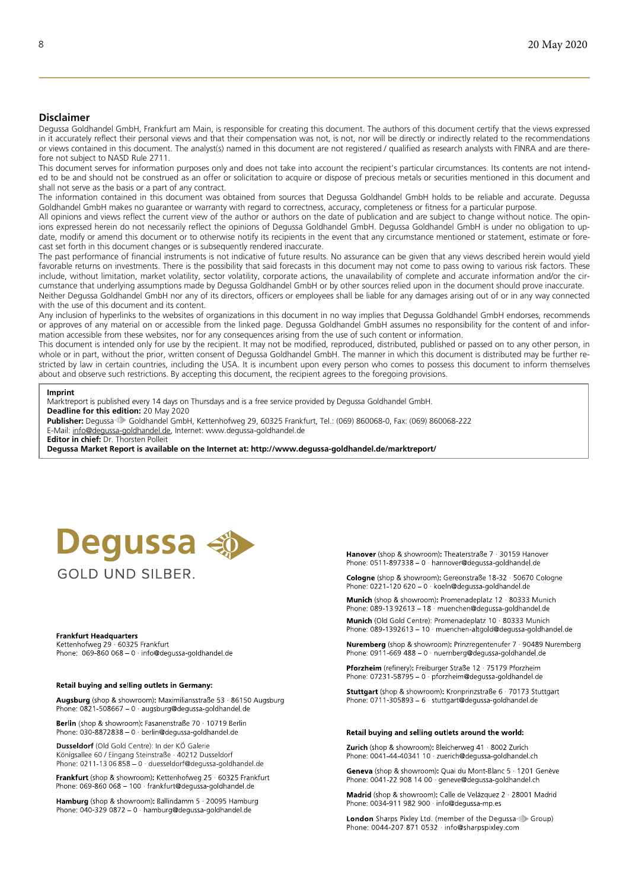## Disclaimer

Degussa Goldhandel GmbH, Frankfurt am Main, is responsible for creating this document. The authors of this document certify that the views expressed in it accurately reflect their personal views and that their compensation was not, is not, nor will be directly or indirectly related to the recommendations or views contained in this document. The analyst(s) named in this document are not registered / qualified as research analysts with FINRA and are therefore not subject to NASD Rule 2711.

This document serves for information purposes only and does not take into account the recipient's particular circumstances. Its contents are not intended to be and should not be construed as an offer or solicitation to acquire or dispose of precious metals or securities mentioned in this document and shall not serve as the basis or a part of any contract.

The information contained in this document was obtained from sources that Degussa Goldhandel GmbH holds to be reliable and accurate. Degussa Goldhandel GmbH makes no guarantee or warranty with regard to correctness, accuracy, completeness or fitness for a particular purpose.

All opinions and views reflect the current view of the author or authors on the date of publication and are subject to change without notice. The opinions expressed herein do not necessarily reflect the opinions of Degussa Goldhandel GmbH. Degussa Goldhandel GmbH is under no obligation to update, modify or amend this document or to otherwise notify its recipients in the event that any circumstance mentioned or statement, estimate or forecast set forth in this document changes or is subsequently rendered inaccurate.

The past performance of financial instruments is not indicative of future results. No assurance can be given that any views described herein would yield favorable returns on investments. There is the possibility that said forecasts in this document may not come to pass owing to various risk factors. These include, without limitation, market volatility, sector volatility, corporate actions, the unavailability of complete and accurate information and/or the circumstance that underlying assumptions made by Degussa Goldhandel GmbH or by other sources relied upon in the document should prove inaccurate.

Neither Degussa Goldhandel GmbH nor any of its directors, officers or employees shall be liable for any damages arising out of or in any way connected with the use of this document and its content.

Any inclusion of hyperlinks to the websites of organizations in this document in no way implies that Degussa Goldhandel GmbH endorses, recommends or approves of any material on or accessible from the linked page. Degussa Goldhandel GmbH assumes no responsibility for the content of and information accessible from these websites, nor for any consequences arising from the use of such content or information.

This document is intended only for use by the recipient. It may not be modified, reproduced, distributed, published or passed on to any other person, in whole or in part, without the prior, written consent of Degussa Goldhandel GmbH. The manner in which this document is distributed may be further restricted by law in certain countries, including the USA. It is incumbent upon every person who comes to possess this document to inform themselves about and observe such restrictions. By accepting this document, the recipient agrees to the foregoing provisions.

**Imprint**

Marktreport is published every 14 days on Thursdays and is a free service provided by Degussa Goldhandel GmbH.
**Deadline for this edition:** 20 May 2020
**Publisher:** Degussa Goldhandel GmbH, Kettenhofweg 29, 60325 Frankfurt, Tel.: (069) 860068-0, Fax: (069) 860068-222
E-Mail: info@degussa-goldhandel.de, Internet: www.degussa-goldhandel.de
**Editor in chief:** Dr. Thorsten Polleit
**Degussa Market Report is available on the Internet at: http://www.degussa-goldhandel.de/marktreport/**

**Degussa**
GOLD UND SILBER.

**Frankfurt Headquarters**
Kettenhofweg 29 · 60325 Frankfurt
Phone: 069-860 068 – 0 · info@degussa-goldhandel.de

**Retail buying and selling outlets in Germany:**

**Augsburg** (shop & showroom): Maximiliansstraße 53 · 86150 Augsburg
Phone: 0821-508667 – 0 · augsburg@degussa-goldhandel.de

**Berlin** (shop & showroom): Fasanenstraße 70 · 10719 Berlin
Phone: 030-8872838 – 0 · berlin@degussa-goldhandel.de

**Dusseldorf** (Old Gold Centre): In der KÖ Galerie
Königsallee 60 / Eingang Steinstraße · 40212 Dusseldorf
Phone: 0211-13 06 858 – 0 · duesseldorf@degussa-goldhandel.de

**Frankfurt** (shop & showroom): Kettenhofweg 25 · 60325 Frankfurt
Phone: 069-860 068 – 100 · frankfurt@degussa-goldhandel.de

**Hamburg** (shop & showroom): Ballindamm 5 · 20095 Hamburg
Phone: 040-329 0872 – 0 · hamburg@degussa-goldhandel.de

**Hanover** (shop & showroom): Theaterstraße 7 · 30159 Hanover
Phone: 0511-897338 – 0 · hannover@degussa-goldhandel.de

**Cologne** (shop & showroom): Gereonstraße 18-32 · 50670 Cologne
Phone: 0221-120 620 – 0 · koeln@degussa-goldhandel.de

**Munich** (shop & showroom): Promenadeplatz 12 · 80333 Munich
Phone: 089-13 92613 – 18 · muenchen@degussa-goldhandel.de

**Munich** (Old Gold Centre): Promenadeplatz 10 · 80333 Munich
Phone: 089-1392613 – 10 · muenchen-altgold@degussa-goldhandel.de

**Nuremberg** (shop & showroom): Prinzregentenufer 7 · 90489 Nuremberg
Phone: 0911-669 488 – 0 · nuernberg@degussa-goldhandel.de

**Pforzheim** (refinery): Freiburger Straße 12 · 75179 Pforzheim
Phone: 07231-58795 – 0 · pforzheim@degussa-goldhandel.de

**Stuttgart** (shop & showroom): Kronprinzstraße 6 · 70173 Stuttgart
Phone: 0711-305893 – 6 · stuttgart@degussa-goldhandel.de

**Retail buying and selling outlets around the world:**

**Zurich** (shop & showroom): Bleicherweg 41 · 8002 Zurich
Phone: 0041-44-40341 10 · zuerich@degussa-goldhandel.ch

**Geneva** (shop & showroom): Quai du Mont-Blanc 5 · 1201 Genève
Phone: 0041-22 908 14 00 · geneve@degussa-goldhandel.ch

**Madrid** (shop & showroom): Calle de Velázquez 2 · 28001 Madrid
Phone: 0034-911 982 900 · info@degussa-mp.es

**London** Sharps Pixley Ltd. (member of the Degussa Group)
Phone: 0044-207 871 0532 · info@sharpspixley.com